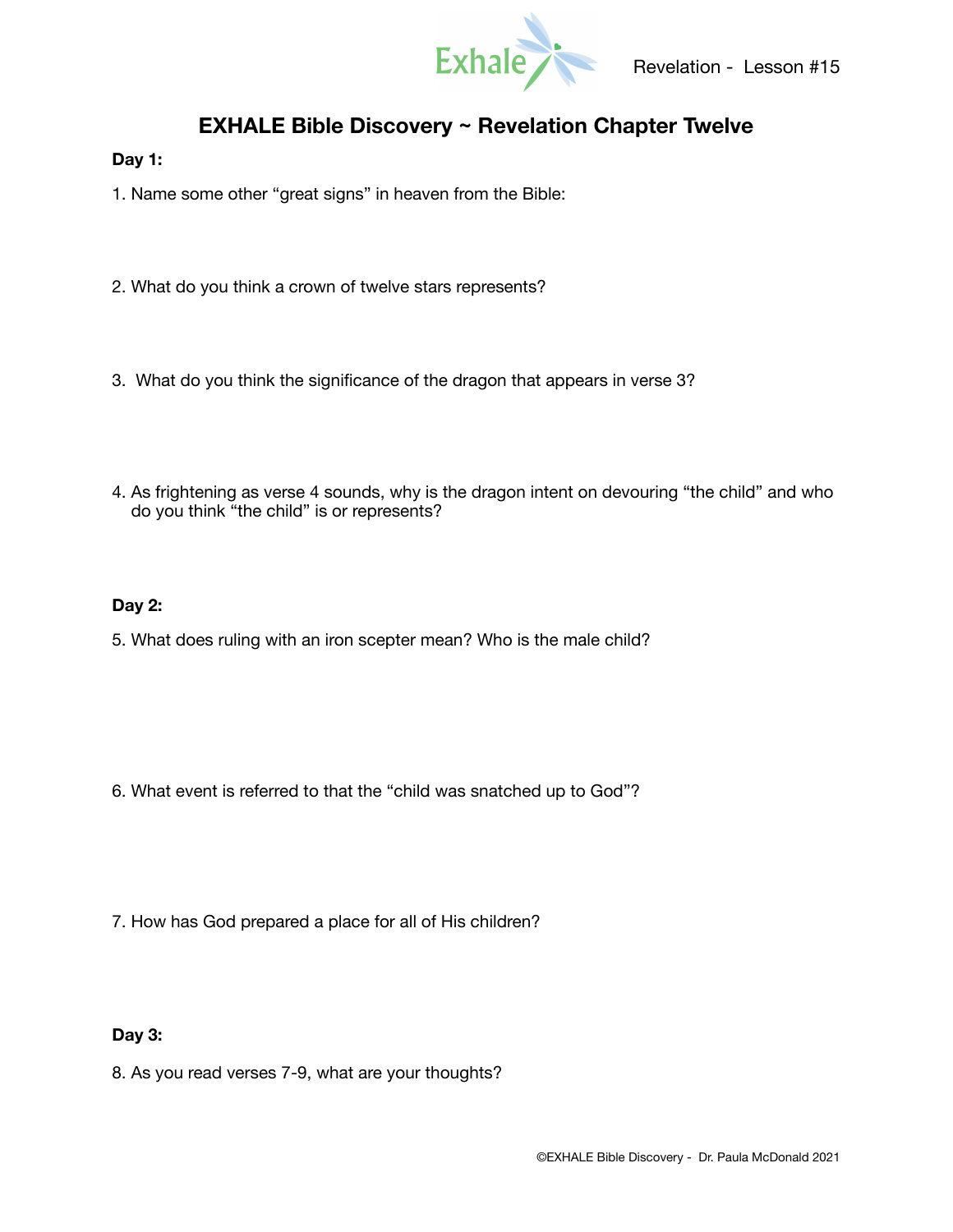Revelation - Lesson #15

# EXHALE Bible Discovery ~ Revelation Chapter Twelve

**Day 1:**

1. Name some other “great signs” in heaven from the Bible:

2. What do you think a crown of twelve stars represents?

3. What do you think the significance of the dragon that appears in verse 3?

4. As frightening as verse 4 sounds, why is the dragon intent on devouring “the child” and who do you think “the child” is or represents?

**Day 2:**

5. What does ruling with an iron scepter mean? Who is the male child?

6. What event is referred to that the “child was snatched up to God”?

7. How has God prepared a place for all of His children?

**Day 3:**

8. As you read verses 7-9, what are your thoughts?

©EXHALE Bible Discovery - Dr. Paula McDonald 2021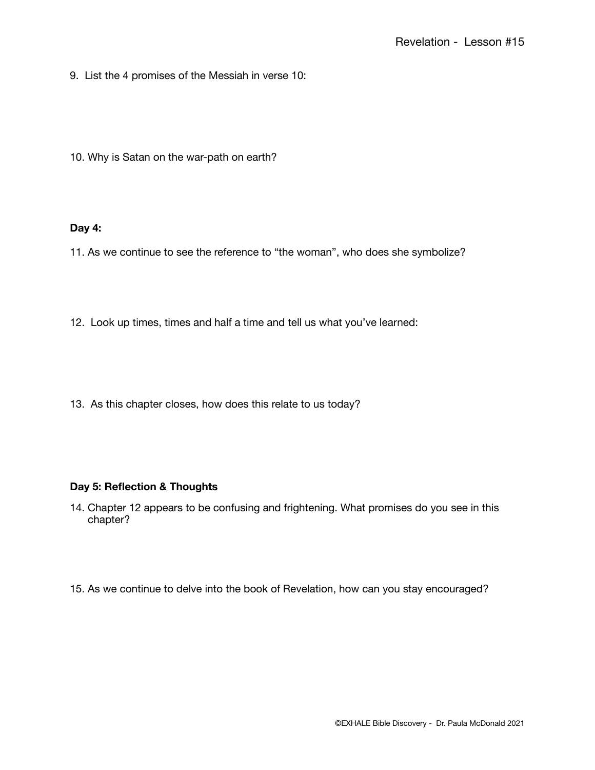9. List the 4 promises of the Messiah in verse 10:

10. Why is Satan on the war-path on earth?

**Day 4:**

11. As we continue to see the reference to “the woman”, who does she symbolize?

12. Look up times, times and half a time and tell us what you’ve learned:

13. As this chapter closes, how does this relate to us today?

**Day 5: Reflection & Thoughts**

14. Chapter 12 appears to be confusing and frightening. What promises do you see in this chapter?

15. As we continue to delve into the book of Revelation, how can you stay encouraged?

©EXHALE Bible Discovery - Dr. Paula McDonald 2021